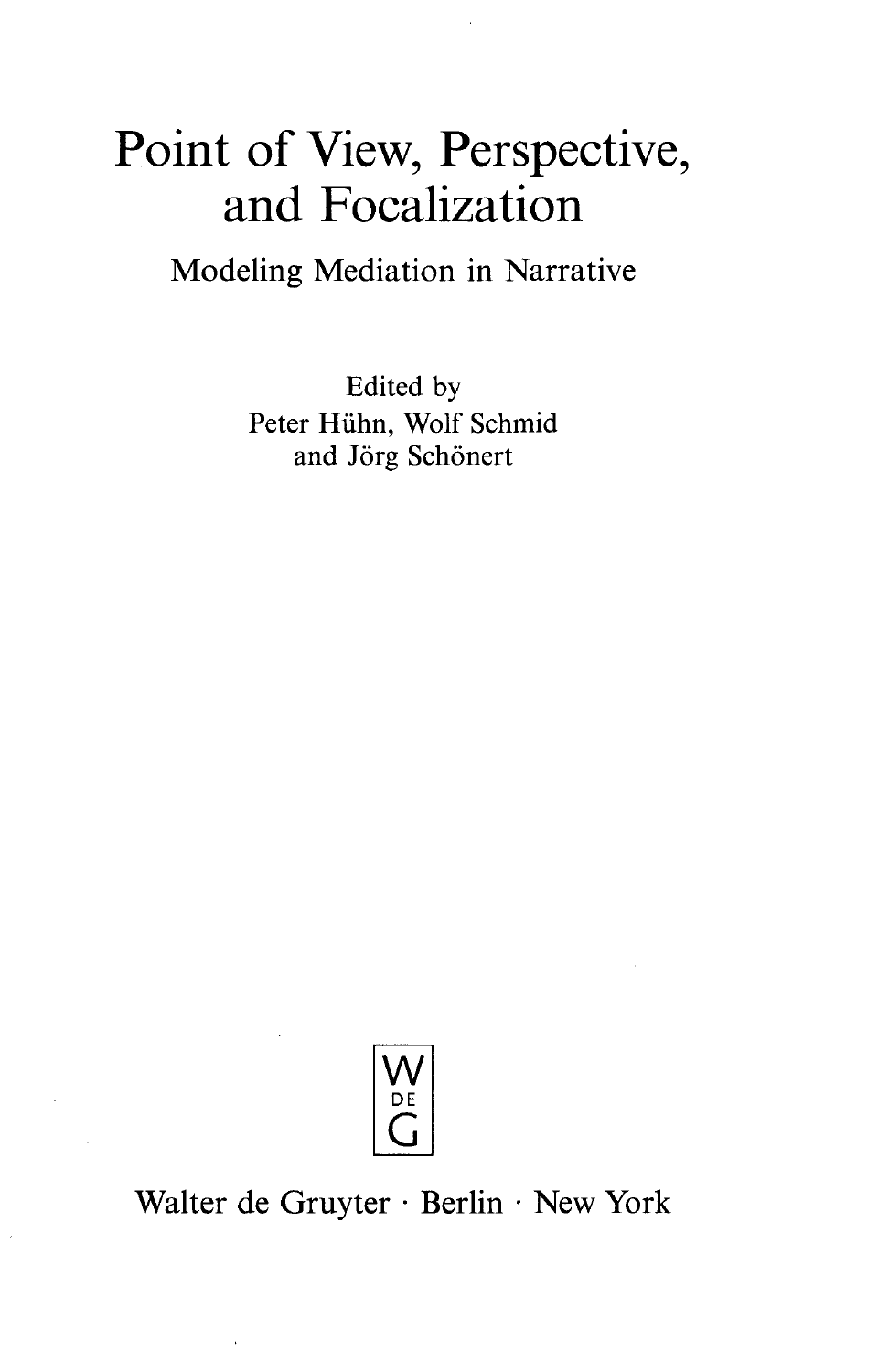# Point of View, Perspective, and Focalization

## Modeling Mediation in Narrative

Edited by
Peter Hühn, Wolf Schmid
and Jörg Schönert

W
DE
G

Walter de Gruyter · Berlin · New York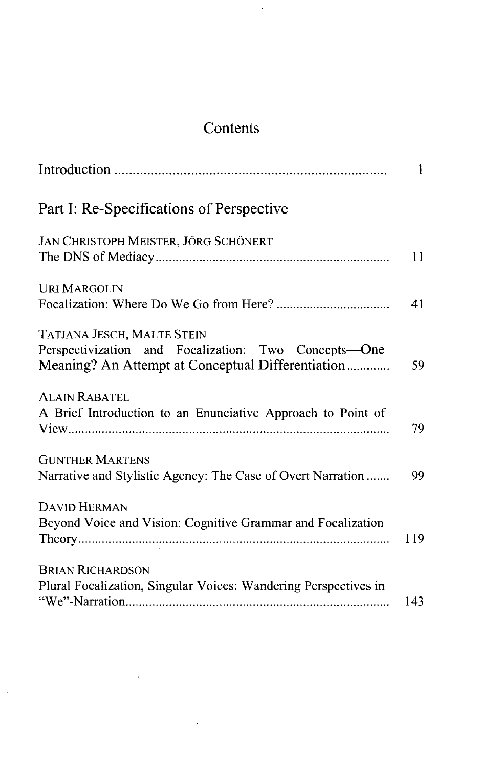# Contents

Introduction ........................................................................ 1

## Part I: Re-Specifications of Perspective

JAN CHRISTOPH MEISTER, JÖRG SCHÖNERT
The DNS of Mediacy ........................................................................ 11

URI MARGOLIN
Focalization: Where Do We Go from Here? ........................................ 41

TATJANA JESCH, MALTE STEIN
Perspectivization and Focalization: Two Concepts—One Meaning? An Attempt at Conceptual Differentiation ........................ 59

ALAIN RABATEL
A Brief Introduction to an Enunciative Approach to Point of View ........................................................................ 79

GUNTHER MARTENS
Narrative and Stylistic Agency: The Case of Overt Narration ....... 99

DAVID HERMAN
Beyond Voice and Vision: Cognitive Grammar and Focalization Theory ........................................................................ 119

BRIAN RICHARDSON
Plural Focalization, Singular Voices: Wandering Perspectives in "We"-Narration ........................................................................ 143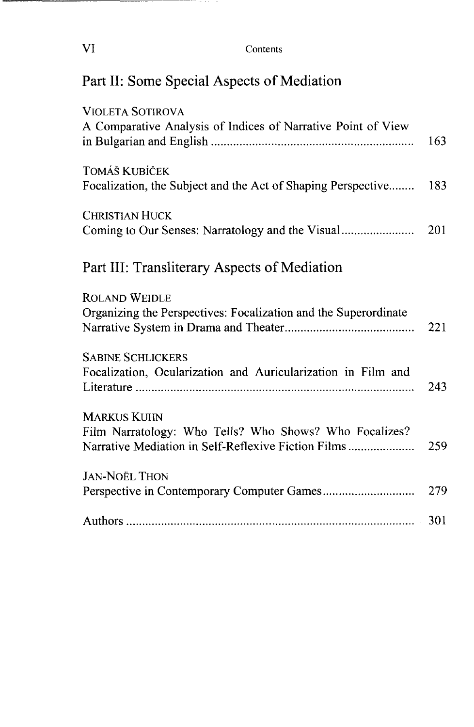## Part II: Some Special Aspects of Mediation

VIOLETA SOTIROVA
A Comparative Analysis of Indices of Narrative Point of View in Bulgarian and English ........ 163

TOMÁŠ KUBÍČEK
Focalization, the Subject and the Act of Shaping Perspective........ 183

CHRISTIAN HUCK
Coming to Our Senses: Narratology and the Visual........ 201

## Part III: Transliterary Aspects of Mediation

ROLAND WEIDLE
Organizing the Perspectives: Focalization and the Superordinate Narrative System in Drama and Theater........ 221

SABINE SCHLICKERS
Focalization, Ocularization and Auricularization in Film and Literature ........ 243

MARKUS KUHN
Film Narratology: Who Tells? Who Shows? Who Focalizes? Narrative Mediation in Self-Reflexive Fiction Films........ 259

JAN-NOËL THON
Perspective in Contemporary Computer Games........ 279

Authors ........ 301